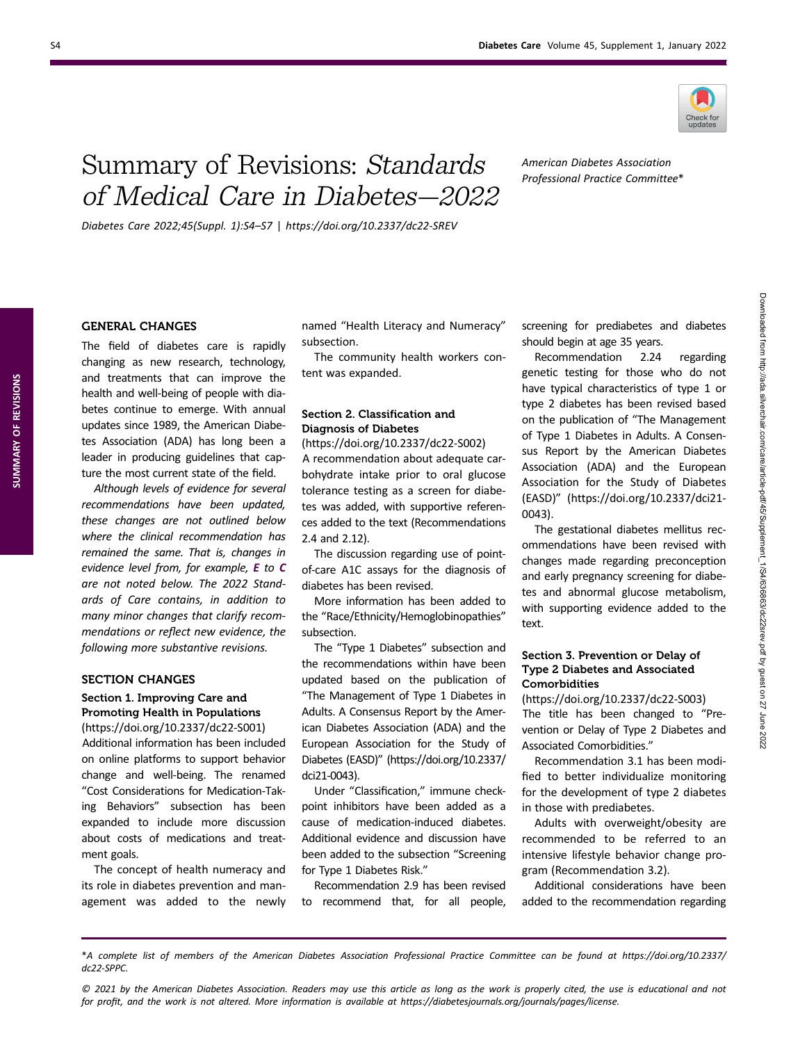# Summary of Revisions: *Standards of Medical Care in Diabetes—2022*

*American Diabetes Association Professional Practice Committee**

*Diabetes Care 2022;45(Suppl. 1):S4–S7 | https://doi.org/10.2337/dc22-SREV*

## GENERAL CHANGES

The field of diabetes care is rapidly changing as new research, technology, and treatments that can improve the health and well-being of people with diabetes continue to emerge. With annual updates since 1989, the American Diabetes Association (ADA) has long been a leader in producing guidelines that capture the most current state of the field.

*Although levels of evidence for several recommendations have been updated, these changes are not outlined below where the clinical recommendation has remained the same. That is, changes in evidence level from, for example,* ***E*** *to* ***C*** *are not noted below. The 2022 Standards of Care contains, in addition to many minor changes that clarify recommendations or reflect new evidence, the following more substantive revisions.*

## SECTION CHANGES

### Section 1. Improving Care and Promoting Health in Populations

(https://doi.org/10.2337/dc22-S001)

Additional information has been included on online platforms to support behavior change and well-being. The renamed "Cost Considerations for Medication-Taking Behaviors" subsection has been expanded to include more discussion about costs of medications and treatment goals.

The concept of health numeracy and its role in diabetes prevention and management was added to the newly named "Health Literacy and Numeracy" subsection.

The community health workers content was expanded.

### Section 2. Classification and Diagnosis of Diabetes

(https://doi.org/10.2337/dc22-S002)

A recommendation about adequate carbohydrate intake prior to oral glucose tolerance testing as a screen for diabetes was added, with supportive references added to the text (Recommendations 2.4 and 2.12).

The discussion regarding use of point-of-care A1C assays for the diagnosis of diabetes has been revised.

More information has been added to the "Race/Ethnicity/Hemoglobinopathies" subsection.

The "Type 1 Diabetes" subsection and the recommendations within have been updated based on the publication of "The Management of Type 1 Diabetes in Adults. A Consensus Report by the American Diabetes Association (ADA) and the European Association for the Study of Diabetes (EASD)" (https://doi.org/10.2337/dci21-0043).

Under "Classification," immune checkpoint inhibitors have been added as a cause of medication-induced diabetes. Additional evidence and discussion have been added to the subsection "Screening for Type 1 Diabetes Risk."

Recommendation 2.9 has been revised to recommend that, for all people, screening for prediabetes and diabetes should begin at age 35 years.

Recommendation 2.24 regarding genetic testing for those who do not have typical characteristics of type 1 or type 2 diabetes has been revised based on the publication of "The Management of Type 1 Diabetes in Adults. A Consensus Report by the American Diabetes Association (ADA) and the European Association for the Study of Diabetes (EASD)" (https://doi.org/10.2337/dci21-0043).

The gestational diabetes mellitus recommendations have been revised with changes made regarding preconception and early pregnancy screening for diabetes and abnormal glucose metabolism, with supporting evidence added to the text.

### Section 3. Prevention or Delay of Type 2 Diabetes and Associated Comorbidities

(https://doi.org/10.2337/dc22-S003)

The title has been changed to "Prevention or Delay of Type 2 Diabetes and Associated Comorbidities."

Recommendation 3.1 has been modified to better individualize monitoring for the development of type 2 diabetes in those with prediabetes.

Adults with overweight/obesity are recommended to be referred to an intensive lifestyle behavior change program (Recommendation 3.2).

Additional considerations have been added to the recommendation regarding

*A complete list of members of the American Diabetes Association Professional Practice Committee can be found at https://doi.org/10.2337/dc22-SPPC.

*© 2021 by the American Diabetes Association. Readers may use this article as long as the work is properly cited, the use is educational and not for profit, and the work is not altered. More information is available at https://diabetesjournals.org/journals/pages/license.*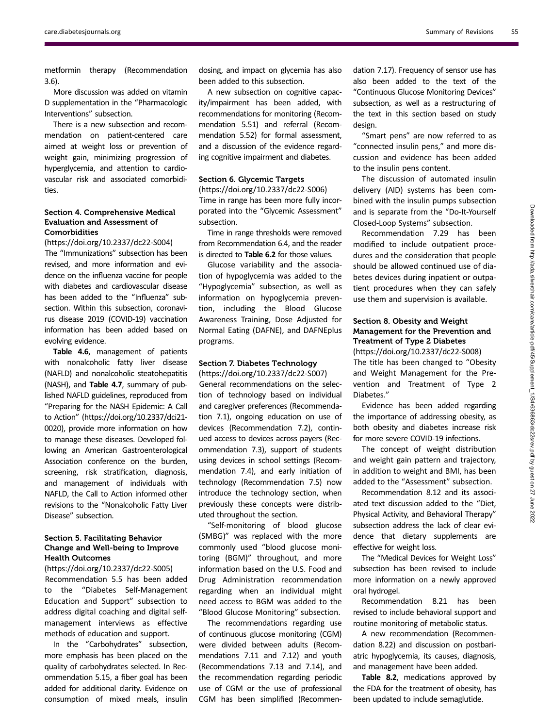metformin therapy (Recommendation 3.6).

More discussion was added on vitamin D supplementation in the "Pharmacologic Interventions" subsection.

There is a new subsection and recommendation on patient-centered care aimed at weight loss or prevention of weight gain, minimizing progression of hyperglycemia, and attention to cardiovascular risk and associated comorbidities.

### Section 4. Comprehensive Medical Evaluation and Assessment of Comorbidities

(https://doi.org/10.2337/dc22-S004)

The "Immunizations" subsection has been revised, and more information and evidence on the influenza vaccine for people with diabetes and cardiovascular disease has been added to the "Influenza" subsection. Within this subsection, coronavirus disease 2019 (COVID-19) vaccination information has been added based on evolving evidence.

**Table 4.6**, management of patients with nonalcoholic fatty liver disease (NAFLD) and nonalcoholic steatohepatitis (NASH), and **Table 4.7**, summary of published NAFLD guidelines, reproduced from "Preparing for the NASH Epidemic: A Call to Action" (https://doi.org/10.2337/dci21-0020), provide more information on how to manage these diseases. Developed following an American Gastroenterological Association conference on the burden, screening, risk stratification, diagnosis, and management of individuals with NAFLD, the Call to Action informed other revisions to the "Nonalcoholic Fatty Liver Disease" subsection.

### Section 5. Facilitating Behavior Change and Well-being to Improve Health Outcomes

(https://doi.org/10.2337/dc22-S005)

Recommendation 5.5 has been added to the "Diabetes Self-Management Education and Support" subsection to address digital coaching and digital self-management interviews as effective methods of education and support.

In the "Carbohydrates" subsection, more emphasis has been placed on the quality of carbohydrates selected. In Recommendation 5.15, a fiber goal has been added for additional clarity. Evidence on consumption of mixed meals, insulin dosing, and impact on glycemia has also been added to this subsection.

A new subsection on cognitive capacity/impairment has been added, with recommendations for monitoring (Recommendation 5.51) and referral (Recommendation 5.52) for formal assessment, and a discussion of the evidence regarding cognitive impairment and diabetes.

### Section 6. Glycemic Targets

(https://doi.org/10.2337/dc22-S006)

Time in range has been more fully incorporated into the "Glycemic Assessment" subsection.

Time in range thresholds were removed from Recommendation 6.4, and the reader is directed to **Table 6.2** for those values.

Glucose variability and the association of hypoglycemia was added to the "Hypoglycemia" subsection, as well as information on hypoglycemia prevention, including the Blood Glucose Awareness Training, Dose Adjusted for Normal Eating (DAFNE), and DAFNEplus programs.

### Section 7. Diabetes Technology

(https://doi.org/10.2337/dc22-S007)

General recommendations on the selection of technology based on individual and caregiver preferences (Recommendation 7.1), ongoing education on use of devices (Recommendation 7.2), continued access to devices across payers (Recommendation 7.3), support of students using devices in school settings (Recommendation 7.4), and early initiation of technology (Recommendation 7.5) now introduce the technology section, when previously these concepts were distributed throughout the section.

"Self-monitoring of blood glucose (SMBG)" was replaced with the more commonly used "blood glucose monitoring (BGM)" throughout, and more information based on the U.S. Food and Drug Administration recommendation regarding when an individual might need access to BGM was added to the "Blood Glucose Monitoring" subsection.

The recommendations regarding use of continuous glucose monitoring (CGM) were divided between adults (Recommendations 7.11 and 7.12) and youth (Recommendations 7.13 and 7.14), and the recommendation regarding periodic use of CGM or the use of professional CGM has been simplified (Recommendation 7.17). Frequency of sensor use has also been added to the text of the "Continuous Glucose Monitoring Devices" subsection, as well as a restructuring of the text in this section based on study design.

"Smart pens" are now referred to as "connected insulin pens," and more discussion and evidence has been added to the insulin pens content.

The discussion of automated insulin delivery (AID) systems has been combined with the insulin pumps subsection and is separate from the "Do-It-Yourself Closed-Loop Systems" subsection.

Recommendation 7.29 has been modified to include outpatient procedures and the consideration that people should be allowed continued use of diabetes devices during inpatient or outpatient procedures when they can safely use them and supervision is available.

### Section 8. Obesity and Weight Management for the Prevention and Treatment of Type 2 Diabetes

(https://doi.org/10.2337/dc22-S008)

The title has been changed to "Obesity and Weight Management for the Prevention and Treatment of Type 2 Diabetes."

Evidence has been added regarding the importance of addressing obesity, as both obesity and diabetes increase risk for more severe COVID-19 infections.

The concept of weight distribution and weight gain pattern and trajectory, in addition to weight and BMI, has been added to the "Assessment" subsection.

Recommendation 8.12 and its associated text discussion added to the "Diet, Physical Activity, and Behavioral Therapy" subsection address the lack of clear evidence that dietary supplements are effective for weight loss.

The "Medical Devices for Weight Loss" subsection has been revised to include more information on a newly approved oral hydrogel.

Recommendation 8.21 has been revised to include behavioral support and routine monitoring of metabolic status.

A new recommendation (Recommendation 8.22) and discussion on postbariatric hypoglycemia, its causes, diagnosis, and management have been added.

**Table 8.2**, medications approved by the FDA for the treatment of obesity, has been updated to include semaglutide.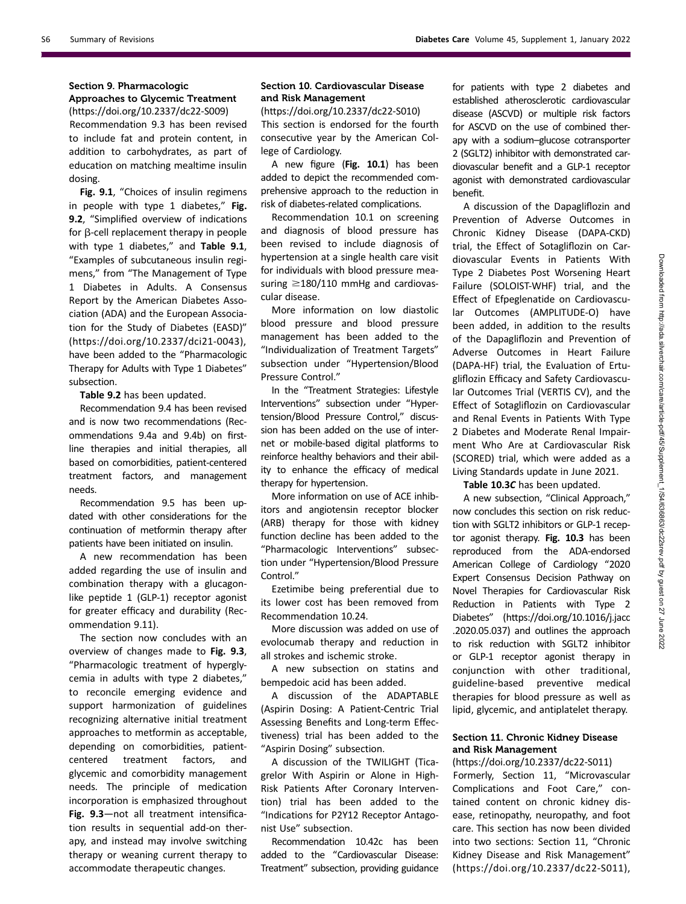### Section 9. Pharmacologic Approaches to Glycemic Treatment

(https://doi.org/10.2337/dc22-S009)

Recommendation 9.3 has been revised to include fat and protein content, in addition to carbohydrates, as part of education on matching mealtime insulin dosing.

**Fig. 9.1**, "Choices of insulin regimens in people with type 1 diabetes," **Fig. 9.2**, "Simplified overview of indications for β-cell replacement therapy in people with type 1 diabetes," and **Table 9.1**, "Examples of subcutaneous insulin regimens," from "The Management of Type 1 Diabetes in Adults. A Consensus Report by the American Diabetes Association (ADA) and the European Association for the Study of Diabetes (EASD)" (https://doi.org/10.2337/dci21-0043), have been added to the "Pharmacologic Therapy for Adults with Type 1 Diabetes" subsection.

**Table 9.2** has been updated.

Recommendation 9.4 has been revised and is now two recommendations (Recommendations 9.4a and 9.4b) on first-line therapies and initial therapies, all based on comorbidities, patient-centered treatment factors, and management needs.

Recommendation 9.5 has been updated with other considerations for the continuation of metformin therapy after patients have been initiated on insulin.

A new recommendation has been added regarding the use of insulin and combination therapy with a glucagon-like peptide 1 (GLP-1) receptor agonist for greater efficacy and durability (Recommendation 9.11).

The section now concludes with an overview of changes made to **Fig. 9.3**, "Pharmacologic treatment of hyperglycemia in adults with type 2 diabetes," to reconcile emerging evidence and support harmonization of guidelines recognizing alternative initial treatment approaches to metformin as acceptable, depending on comorbidities, patient-centered treatment factors, and glycemic and comorbidity management needs. The principle of medication incorporation is emphasized throughout **Fig. 9.3**—not all treatment intensification results in sequential add-on therapy, and instead may involve switching therapy or weaning current therapy to accommodate therapeutic changes.

### Section 10. Cardiovascular Disease and Risk Management

(https://doi.org/10.2337/dc22-S010)

This section is endorsed for the fourth consecutive year by the American College of Cardiology.

A new figure (**Fig. 10.1**) has been added to depict the recommended comprehensive approach to the reduction in risk of diabetes-related complications.

Recommendation 10.1 on screening and diagnosis of blood pressure has been revised to include diagnosis of hypertension at a single health care visit for individuals with blood pressure measuring ≥180/110 mmHg and cardiovascular disease.

More information on low diastolic blood pressure and blood pressure management has been added to the "Individualization of Treatment Targets" subsection under "Hypertension/Blood Pressure Control."

In the "Treatment Strategies: Lifestyle Interventions" subsection under "Hypertension/Blood Pressure Control," discussion has been added on the use of internet or mobile-based digital platforms to reinforce healthy behaviors and their ability to enhance the efficacy of medical therapy for hypertension.

More information on use of ACE inhibitors and angiotensin receptor blocker (ARB) therapy for those with kidney function decline has been added to the "Pharmacologic Interventions" subsection under "Hypertension/Blood Pressure Control."

Ezetimibe being preferential due to its lower cost has been removed from Recommendation 10.24.

More discussion was added on use of evolocumab therapy and reduction in all strokes and ischemic stroke.

A new subsection on statins and bempedoic acid has been added.

A discussion of the ADAPTABLE (Aspirin Dosing: A Patient-Centric Trial Assessing Benefits and Long-term Effectiveness) trial has been added to the "Aspirin Dosing" subsection.

A discussion of the TWILIGHT (Ticagrelor With Aspirin or Alone in High-Risk Patients After Coronary Intervention) trial has been added to the "Indications for P2Y12 Receptor Antagonist Use" subsection.

Recommendation 10.42c has been added to the "Cardiovascular Disease: Treatment" subsection, providing guidance for patients with type 2 diabetes and established atherosclerotic cardiovascular disease (ASCVD) or multiple risk factors for ASCVD on the use of combined therapy with a sodium–glucose cotransporter 2 (SGLT2) inhibitor with demonstrated cardiovascular benefit and a GLP-1 receptor agonist with demonstrated cardiovascular benefit.

A discussion of the Dapagliflozin and Prevention of Adverse Outcomes in Chronic Kidney Disease (DAPA-CKD) trial, the Effect of Sotagliflozin on Cardiovascular Events in Patients With Type 2 Diabetes Post Worsening Heart Failure (SOLOIST-WHF) trial, and the Effect of Efpeglenatide on Cardiovascular Outcomes (AMPLITUDE-O) have been added, in addition to the results of the Dapagliflozin and Prevention of Adverse Outcomes in Heart Failure (DAPA-HF) trial, the Evaluation of Ertugliflozin Efficacy and Safety Cardiovascular Outcomes Trial (VERTIS CV), and the Effect of Sotagliflozin on Cardiovascular and Renal Events in Patients With Type 2 Diabetes and Moderate Renal Impairment Who Are at Cardiovascular Risk (SCORED) trial, which were added as a Living Standards update in June 2021.

**Table 10.3*C*** has been updated.

A new subsection, "Clinical Approach," now concludes this section on risk reduction with SGLT2 inhibitors or GLP-1 receptor agonist therapy. **Fig. 10.3** has been reproduced from the ADA-endorsed American College of Cardiology "2020 Expert Consensus Decision Pathway on Novel Therapies for Cardiovascular Risk Reduction in Patients with Type 2 Diabetes" (https://doi.org/10.1016/j.jacc.2020.05.037) and outlines the approach to risk reduction with SGLT2 inhibitor or GLP-1 receptor agonist therapy in conjunction with other traditional, guideline-based preventive medical therapies for blood pressure as well as lipid, glycemic, and antiplatelet therapy.

### Section 11. Chronic Kidney Disease and Risk Management

(https://doi.org/10.2337/dc22-S011)

Formerly, Section 11, "Microvascular Complications and Foot Care," contained content on chronic kidney disease, retinopathy, neuropathy, and foot care. This section has now been divided into two sections: Section 11, "Chronic Kidney Disease and Risk Management" (https://doi.org/10.2337/dc22-S011),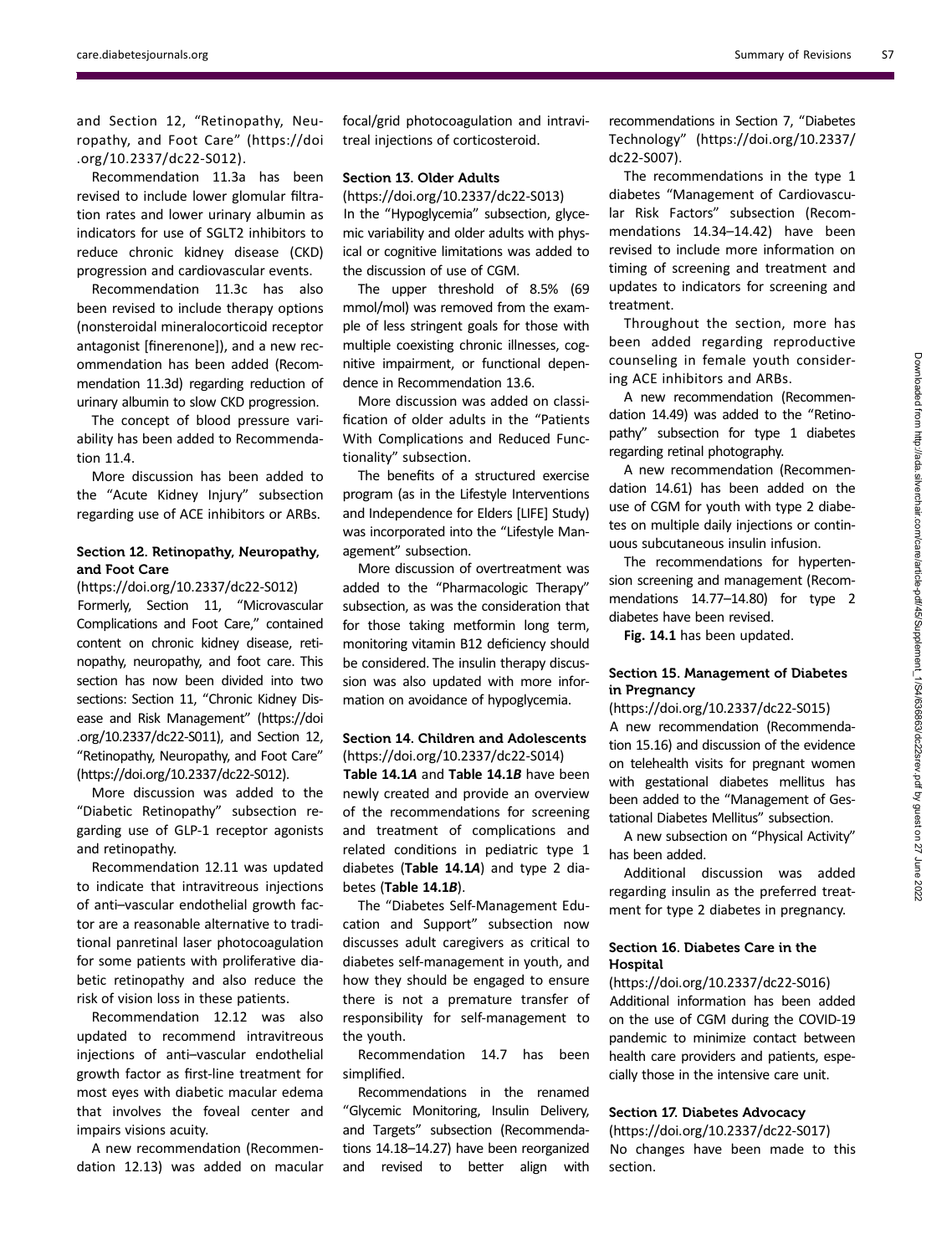and Section 12, "Retinopathy, Neuropathy, and Foot Care" (https://doi.org/10.2337/dc22-S012).

Recommendation 11.3a has been revised to include lower glomular filtration rates and lower urinary albumin as indicators for use of SGLT2 inhibitors to reduce chronic kidney disease (CKD) progression and cardiovascular events.

Recommendation 11.3c has also been revised to include therapy options (nonsteroidal mineralocorticoid receptor antagonist [finerenone]), and a new recommendation has been added (Recommendation 11.3d) regarding reduction of urinary albumin to slow CKD progression.

The concept of blood pressure variability has been added to Recommendation 11.4.

More discussion has been added to the "Acute Kidney Injury" subsection regarding use of ACE inhibitors or ARBs.

### Section 12. Retinopathy, Neuropathy, and Foot Care

(https://doi.org/10.2337/dc22-S012)

Formerly, Section 11, "Microvascular Complications and Foot Care," contained content on chronic kidney disease, retinopathy, neuropathy, and foot care. This section has now been divided into two sections: Section 11, "Chronic Kidney Disease and Risk Management" (https://doi.org/10.2337/dc22-S011), and Section 12, "Retinopathy, Neuropathy, and Foot Care" (https://doi.org/10.2337/dc22-S012).

More discussion was added to the "Diabetic Retinopathy" subsection regarding use of GLP-1 receptor agonists and retinopathy.

Recommendation 12.11 was updated to indicate that intravitreous injections of anti–vascular endothelial growth factor are a reasonable alternative to traditional panretinal laser photocoagulation for some patients with proliferative diabetic retinopathy and also reduce the risk of vision loss in these patients.

Recommendation 12.12 was also updated to recommend intravitreous injections of anti–vascular endothelial growth factor as first-line treatment for most eyes with diabetic macular edema that involves the foveal center and impairs visions acuity.

A new recommendation (Recommendation 12.13) was added on macular focal/grid photocoagulation and intravitreal injections of corticosteroid.

### Section 13. Older Adults

(https://doi.org/10.2337/dc22-S013)

In the "Hypoglycemia" subsection, glycemic variability and older adults with physical or cognitive limitations was added to the discussion of use of CGM.

The upper threshold of 8.5% (69 mmol/mol) was removed from the example of less stringent goals for those with multiple coexisting chronic illnesses, cognitive impairment, or functional dependence in Recommendation 13.6.

More discussion was added on classification of older adults in the "Patients With Complications and Reduced Functionality" subsection.

The benefits of a structured exercise program (as in the Lifestyle Interventions and Independence for Elders [LIFE] Study) was incorporated into the "Lifestyle Management" subsection.

More discussion of overtreatment was added to the "Pharmacologic Therapy" subsection, as was the consideration that for those taking metformin long term, monitoring vitamin B12 deficiency should be considered. The insulin therapy discussion was also updated with more information on avoidance of hypoglycemia.

### Section 14. Children and Adolescents

(https://doi.org/10.2337/dc22-S014)

**Table 14.1*A*** and **Table 14.1*B*** have been newly created and provide an overview of the recommendations for screening and treatment of complications and related conditions in pediatric type 1 diabetes (**Table 14.1*A***) and type 2 diabetes (**Table 14.1*B***).

The "Diabetes Self-Management Education and Support" subsection now discusses adult caregivers as critical to diabetes self-management in youth, and how they should be engaged to ensure there is not a premature transfer of responsibility for self-management to the youth.

Recommendation 14.7 has been simplified.

Recommendations in the renamed "Glycemic Monitoring, Insulin Delivery, and Targets" subsection (Recommendations 14.18–14.27) have been reorganized and revised to better align with recommendations in Section 7, "Diabetes Technology" (https://doi.org/10.2337/dc22-S007).

The recommendations in the type 1 diabetes "Management of Cardiovascular Risk Factors" subsection (Recommendations 14.34–14.42) have been revised to include more information on timing of screening and treatment and updates to indicators for screening and treatment.

Throughout the section, more has been added regarding reproductive counseling in female youth considering ACE inhibitors and ARBs.

A new recommendation (Recommendation 14.49) was added to the "Retinopathy" subsection for type 1 diabetes regarding retinal photography.

A new recommendation (Recommendation 14.61) has been added on the use of CGM for youth with type 2 diabetes on multiple daily injections or continuous subcutaneous insulin infusion.

The recommendations for hypertension screening and management (Recommendations 14.77–14.80) for type 2 diabetes have been revised.

**Fig. 14.1** has been updated.

### Section 15. Management of Diabetes in Pregnancy

(https://doi.org/10.2337/dc22-S015)

A new recommendation (Recommendation 15.16) and discussion of the evidence on telehealth visits for pregnant women with gestational diabetes mellitus has been added to the "Management of Gestational Diabetes Mellitus" subsection.

A new subsection on "Physical Activity" has been added.

Additional discussion was added regarding insulin as the preferred treatment for type 2 diabetes in pregnancy.

### Section 16. Diabetes Care in the Hospital

(https://doi.org/10.2337/dc22-S016)

Additional information has been added on the use of CGM during the COVID-19 pandemic to minimize contact between health care providers and patients, especially those in the intensive care unit.

### Section 17. Diabetes Advocacy

(https://doi.org/10.2337/dc22-S017)

No changes have been made to this section.